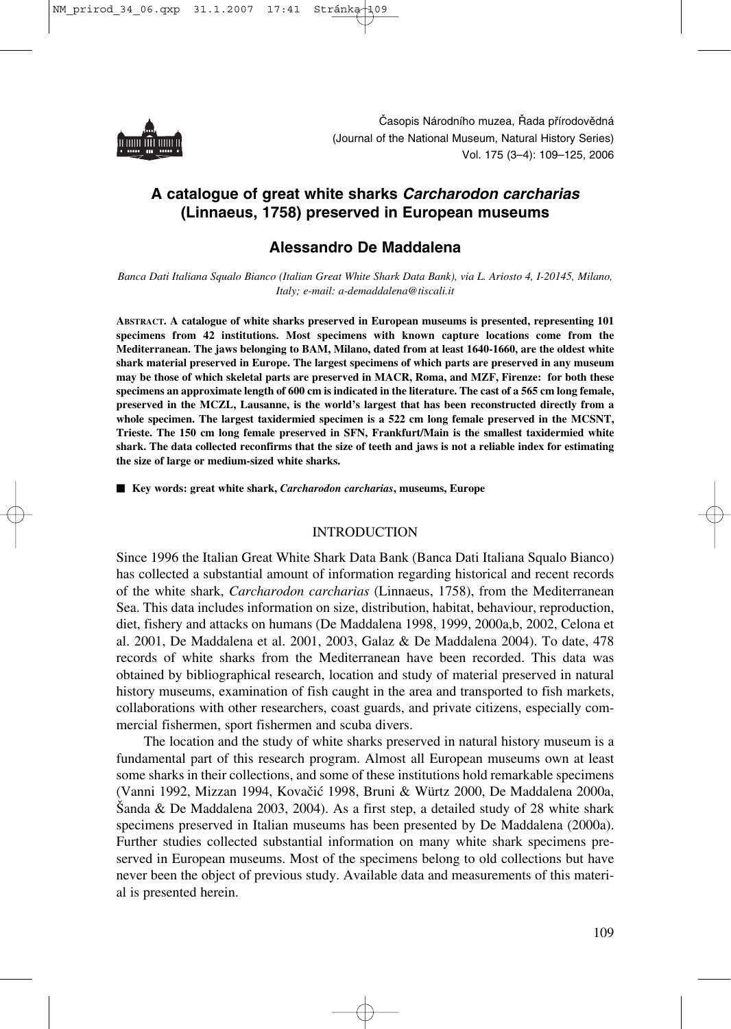# A catalogue of great white sharks *Carcharodon carcharias* (Linnaeus, 1758) preserved in European museums

## Alessandro De Maddalena

*Banca Dati Italiana Squalo Bianco (Italian Great White Shark Data Bank), via L. Ariosto 4, I-20145, Milano, Italy; e-mail: a-demaddalena@tiscali.it*

**ABSTRACT. A catalogue of white sharks preserved in European museums is presented, representing 101 specimens from 42 institutions. Most specimens with known capture locations come from the Mediterranean. The jaws belonging to BAM, Milano, dated from at least 1640-1660, are the oldest white shark material preserved in Europe. The largest specimens of which parts are preserved in any museum may be those of which skeletal parts are preserved in MACR, Roma, and MZF, Firenze: for both these specimens an approximate length of 600 cm is indicated in the literature. The cast of a 565 cm long female, preserved in the MCZL, Lausanne, is the world's largest that has been reconstructed directly from a whole specimen. The largest taxidermied specimen is a 522 cm long female preserved in the MCSNT, Trieste. The 150 cm long female preserved in SFN, Frankfurt/Main is the smallest taxidermied white shark. The data collected reconfirms that the size of teeth and jaws is not a reliable index for estimating the size of large or medium-sized white sharks.**

■ **Key words: great white shark, *Carcharodon carcharias*, museums, Europe**

## INTRODUCTION

Since 1996 the Italian Great White Shark Data Bank (Banca Dati Italiana Squalo Bianco) has collected a substantial amount of information regarding historical and recent records of the white shark, *Carcharodon carcharias* (Linnaeus, 1758), from the Mediterranean Sea. This data includes information on size, distribution, habitat, behaviour, reproduction, diet, fishery and attacks on humans (De Maddalena 1998, 1999, 2000a,b, 2002, Celona et al. 2001, De Maddalena et al. 2001, 2003, Galaz & De Maddalena 2004). To date, 478 records of white sharks from the Mediterranean have been recorded. This data was obtained by bibliographical research, location and study of material preserved in natural history museums, examination of fish caught in the area and transported to fish markets, collaborations with other researchers, coast guards, and private citizens, especially commercial fishermen, sport fishermen and scuba divers.

The location and the study of white sharks preserved in natural history museum is a fundamental part of this research program. Almost all European museums own at least some sharks in their collections, and some of these institutions hold remarkable specimens (Vanni 1992, Mizzan 1994, Kovačić 1998, Bruni & Würtz 2000, De Maddalena 2000a, Šanda & De Maddalena 2003, 2004). As a first step, a detailed study of 28 white shark specimens preserved in Italian museums has been presented by De Maddalena (2000a). Further studies collected substantial information on many white shark specimens preserved in European museums. Most of the specimens belong to old collections but have never been the object of previous study. Available data and measurements of this material is presented herein.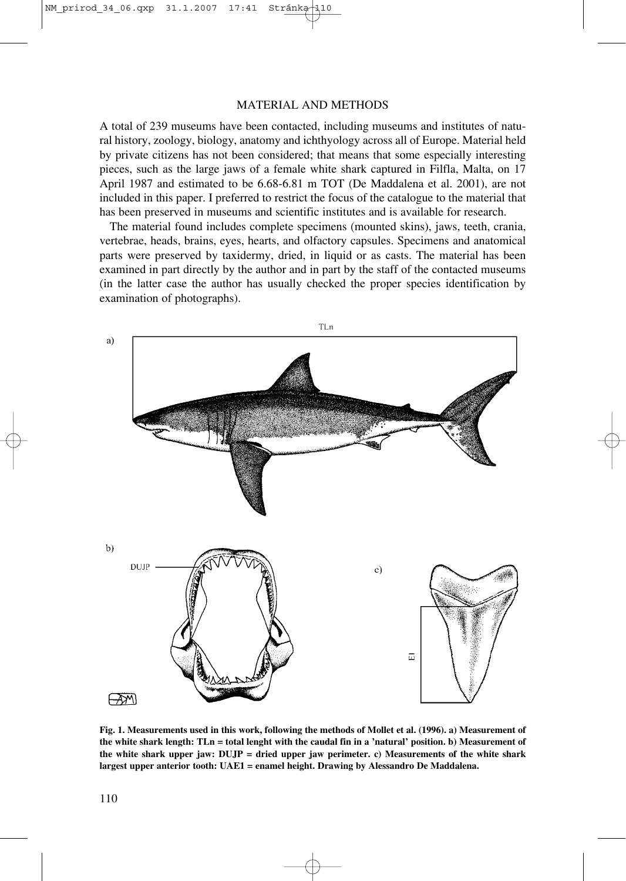## MATERIAL AND METHODS

A total of 239 museums have been contacted, including museums and institutes of natural history, zoology, biology, anatomy and ichthyology across all of Europe. Material held by private citizens has not been considered; that means that some especially interesting pieces, such as the large jaws of a female white shark captured in Filfla, Malta, on 17 April 1987 and estimated to be 6.68-6.81 m TOT (De Maddalena et al. 2001), are not included in this paper. I preferred to restrict the focus of the catalogue to the material that has been preserved in museums and scientific institutes and is available for research.

The material found includes complete specimens (mounted skins), jaws, teeth, crania, vertebrae, heads, brains, eyes, hearts, and olfactory capsules. Specimens and anatomical parts were preserved by taxidermy, dried, in liquid or as casts. The material has been examined in part directly by the author and in part by the staff of the contacted museums (in the latter case the author has usually checked the proper species identification by examination of photographs).

**Fig. 1. Measurements used in this work, following the methods of Mollet et al. (1996). a) Measurement of the white shark length: TLn = total lenght with the caudal fin in a 'natural' position. b) Measurement of the white shark upper jaw: DUJP = dried upper jaw perimeter. c) Measurements of the white shark largest upper anterior tooth: UAE1 = enamel height. Drawing by Alessandro De Maddalena.**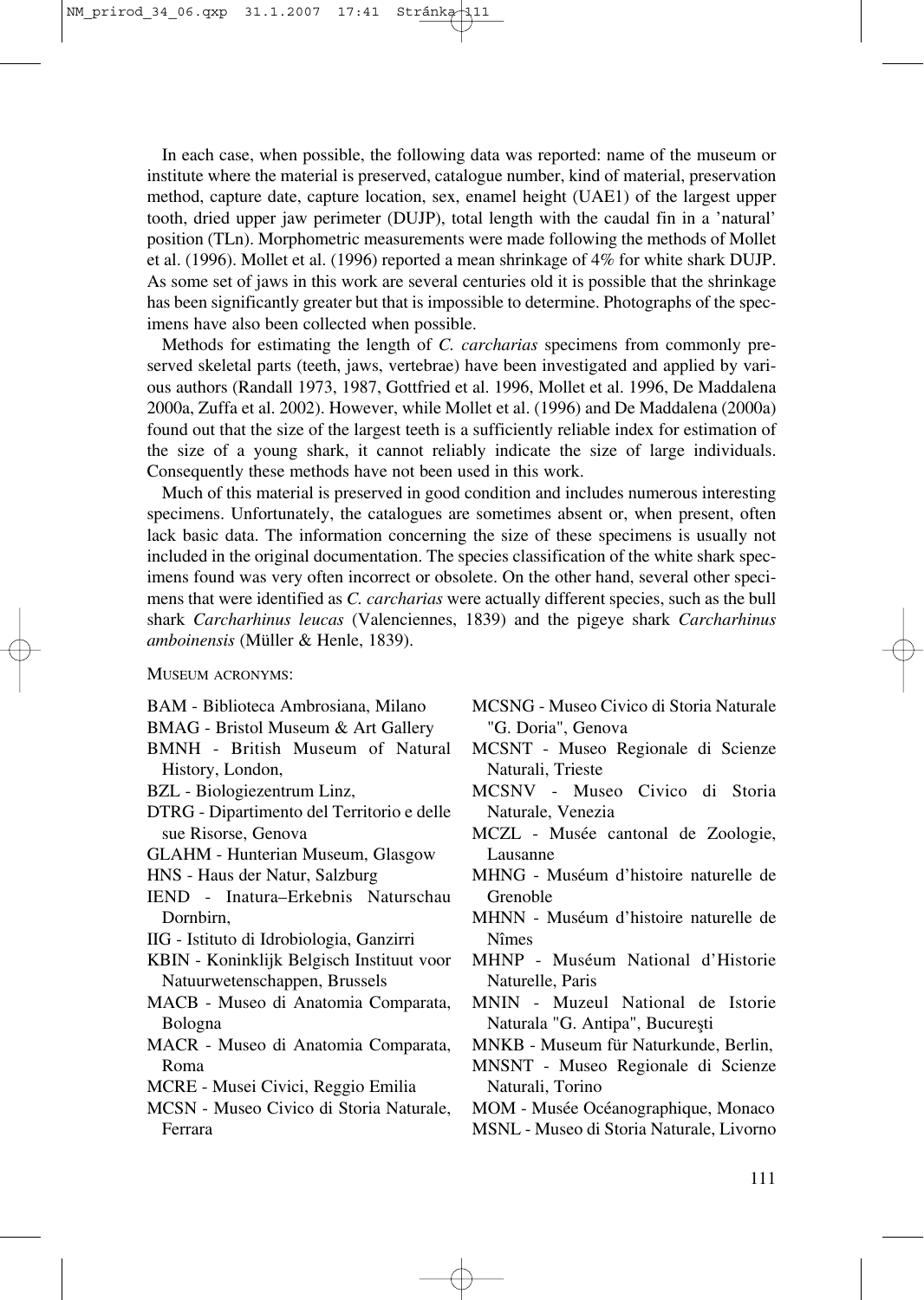In each case, when possible, the following data was reported: name of the museum or institute where the material is preserved, catalogue number, kind of material, preservation method, capture date, capture location, sex, enamel height (UAE1) of the largest upper tooth, dried upper jaw perimeter (DUJP), total length with the caudal fin in a 'natural' position (TLn). Morphometric measurements were made following the methods of Mollet et al. (1996). Mollet et al. (1996) reported a mean shrinkage of 4% for white shark DUJP. As some set of jaws in this work are several centuries old it is possible that the shrinkage has been significantly greater but that is impossible to determine. Photographs of the specimens have also been collected when possible.

Methods for estimating the length of *C. carcharias* specimens from commonly preserved skeletal parts (teeth, jaws, vertebrae) have been investigated and applied by various authors (Randall 1973, 1987, Gottfried et al. 1996, Mollet et al. 1996, De Maddalena 2000a, Zuffa et al. 2002). However, while Mollet et al. (1996) and De Maddalena (2000a) found out that the size of the largest teeth is a sufficiently reliable index for estimation of the size of a young shark, it cannot reliably indicate the size of large individuals. Consequently these methods have not been used in this work.

Much of this material is preserved in good condition and includes numerous interesting specimens. Unfortunately, the catalogues are sometimes absent or, when present, often lack basic data. The information concerning the size of these specimens is usually not included in the original documentation. The species classification of the white shark specimens found was very often incorrect or obsolete. On the other hand, several other specimens that were identified as *C. carcharias* were actually different species, such as the bull shark *Carcharhinus leucas* (Valenciennes, 1839) and the pigeye shark *Carcharhinus amboinensis* (Müller & Henle, 1839).

MUSEUM ACRONYMS:

BAM - Biblioteca Ambrosiana, Milano
BMAG - Bristol Museum & Art Gallery
BMNH - British Museum of Natural History, London,
BZL - Biologiezentrum Linz,
DTRG - Dipartimento del Territorio e delle sue Risorse, Genova
GLAHM - Hunterian Museum, Glasgow
HNS - Haus der Natur, Salzburg
IEND - Inatura–Erkebnis Naturschau Dornbirn,
IIG - Istituto di Idrobiologia, Ganzirri
KBIN - Koninklijk Belgisch Instituut voor Natuurwetenschappen, Brussels
MACB - Museo di Anatomia Comparata, Bologna
MACR - Museo di Anatomia Comparata, Roma
MCRE - Musei Civici, Reggio Emilia
MCSN - Museo Civico di Storia Naturale, Ferrara
MCSNG - Museo Civico di Storia Naturale "G. Doria", Genova
MCSNT - Museo Regionale di Scienze Naturali, Trieste
MCSNV - Museo Civico di Storia Naturale, Venezia
MCZL - Musée cantonal de Zoologie, Lausanne
MHNG - Muséum d'histoire naturelle de Grenoble
MHNN - Muséum d'histoire naturelle de Nîmes
MHNP - Muséum National d'Historie Naturelle, Paris
MNIN - Muzeul National de Istorie Naturala "G. Antipa", Bucureşti
MNKB - Museum für Naturkunde, Berlin,
MNSNT - Museo Regionale di Scienze Naturali, Torino
MOM - Musée Océanographique, Monaco
MSNL - Museo di Storia Naturale, Livorno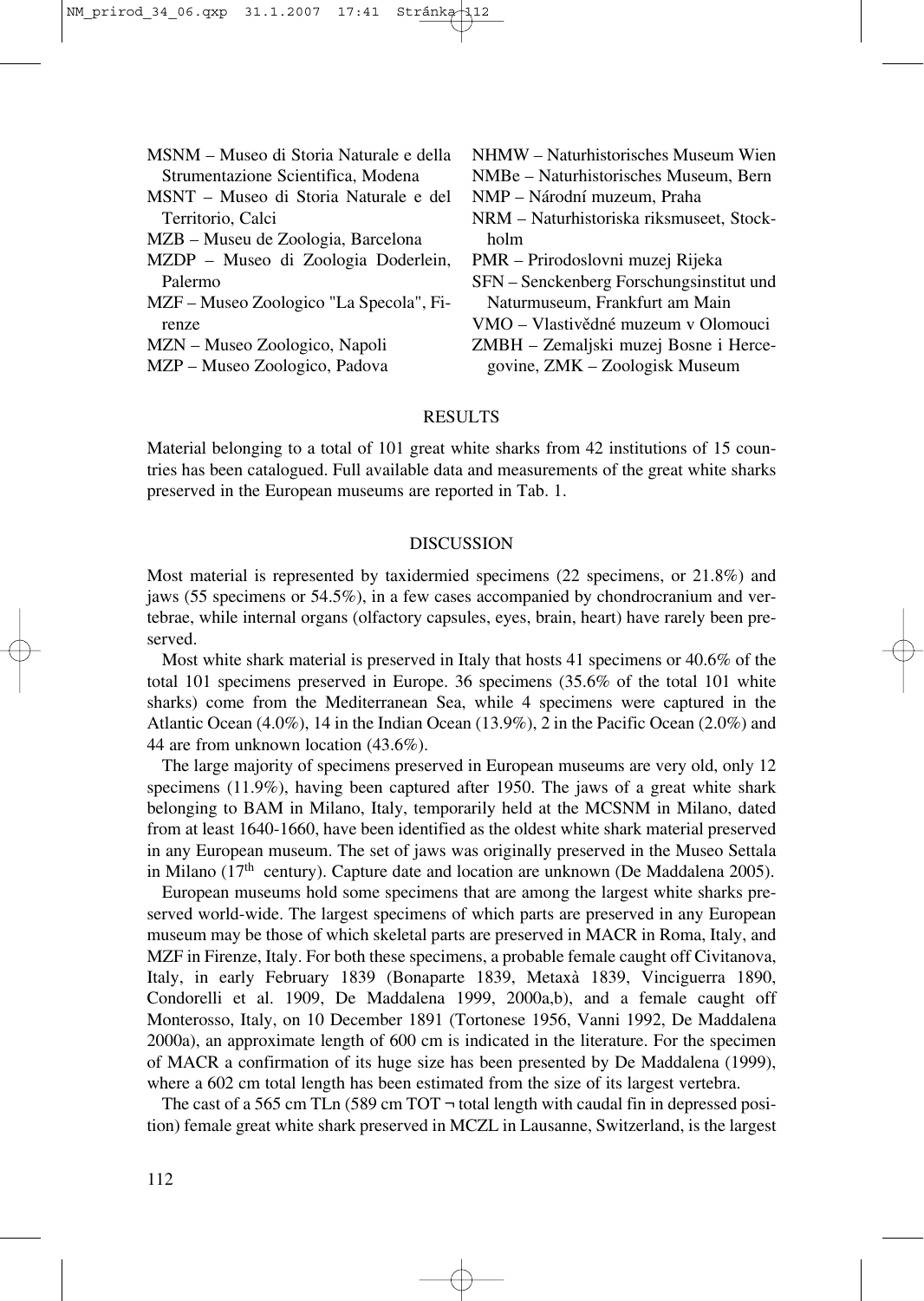MSNM – Museo di Storia Naturale e della Strumentazione Scientifica, Modena
MSNT – Museo di Storia Naturale e del Territorio, Calci
MZB – Museu de Zoologia, Barcelona
MZDP – Museo di Zoologia Doderlein, Palermo
MZF – Museo Zoologico "La Specola", Firenze
MZN – Museo Zoologico, Napoli
MZP – Museo Zoologico, Padova
NHMW – Naturhistorisches Museum Wien
NMBe – Naturhistorisches Museum, Bern
NMP – Národní muzeum, Praha
NRM – Naturhistoriska riksmuseet, Stockholm
PMR – Prirodoslovni muzej Rijeka
SFN – Senckenberg Forschungsinstitut und Naturmuseum, Frankfurt am Main
VMO – Vlastivědné muzeum v Olomouci
ZMBH – Zemaljski muzej Bosne i Hercegovine, ZMK – Zoologisk Museum

## RESULTS

Material belonging to a total of 101 great white sharks from 42 institutions of 15 countries has been catalogued. Full available data and measurements of the great white sharks preserved in the European museums are reported in Tab. 1.

## DISCUSSION

Most material is represented by taxidermied specimens (22 specimens, or 21.8%) and jaws (55 specimens or 54.5%), in a few cases accompanied by chondrocranium and vertebrae, while internal organs (olfactory capsules, eyes, brain, heart) have rarely been preserved.

Most white shark material is preserved in Italy that hosts 41 specimens or 40.6% of the total 101 specimens preserved in Europe. 36 specimens (35.6% of the total 101 white sharks) come from the Mediterranean Sea, while 4 specimens were captured in the Atlantic Ocean (4.0%), 14 in the Indian Ocean (13.9%), 2 in the Pacific Ocean (2.0%) and 44 are from unknown location (43.6%).

The large majority of specimens preserved in European museums are very old, only 12 specimens (11.9%), having been captured after 1950. The jaws of a great white shark belonging to BAM in Milano, Italy, temporarily held at the MCSNM in Milano, dated from at least 1640-1660, have been identified as the oldest white shark material preserved in any European museum. The set of jaws was originally preserved in the Museo Settala in Milano (17th century). Capture date and location are unknown (De Maddalena 2005).

European museums hold some specimens that are among the largest white sharks preserved world-wide. The largest specimens of which parts are preserved in any European museum may be those of which skeletal parts are preserved in MACR in Roma, Italy, and MZF in Firenze, Italy. For both these specimens, a probable female caught off Civitanova, Italy, in early February 1839 (Bonaparte 1839, Metaxà 1839, Vinciguerra 1890, Condorelli et al. 1909, De Maddalena 1999, 2000a,b), and a female caught off Monterosso, Italy, on 10 December 1891 (Tortonese 1956, Vanni 1992, De Maddalena 2000a), an approximate length of 600 cm is indicated in the literature. For the specimen of MACR a confirmation of its huge size has been presented by De Maddalena (1999), where a 602 cm total length has been estimated from the size of its largest vertebra.

The cast of a 565 cm TLn (589 cm TOT ¬ total length with caudal fin in depressed position) female great white shark preserved in MCZL in Lausanne, Switzerland, is the largest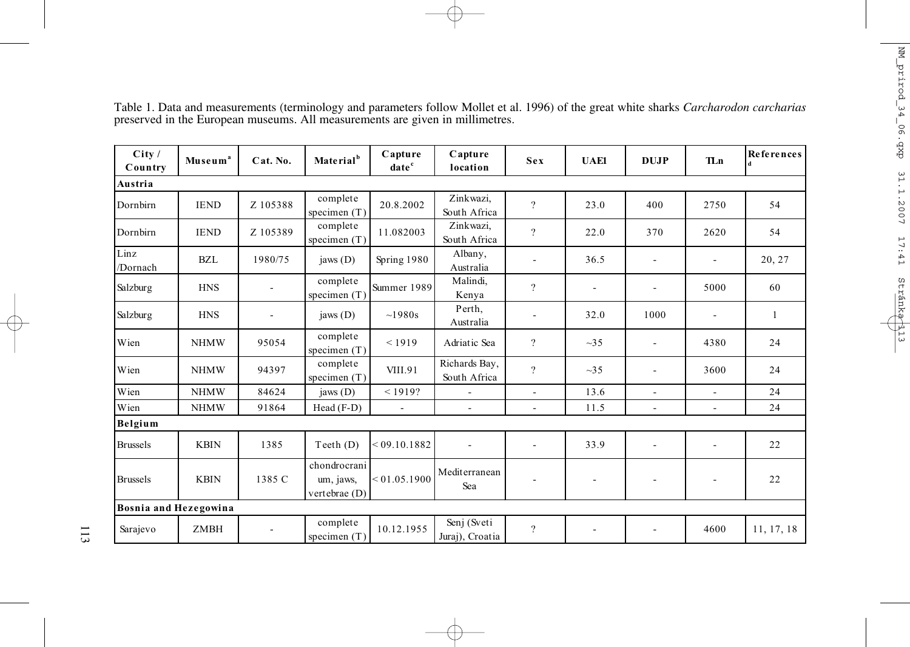Table 1. Data and measurements (terminology and parameters follow Mollet et al. 1996) of the great white sharks *Carcharodon carcharias* preserved in the European museums. All measurements are given in millimetres.

| City / Country | Museum[a] | Cat. No. | Material[b] | Capture date[c] | Capture location | Sex | UAEI | DUJP | TLn | References[d] |
|---|---|---|---|---|---|---|---|---|---|---|
| **Austria** | | | | | | | | | | |
| Dornbirn | IEND | Z 105388 | complete specimen (T) | 20.8.2002 | Zinkwazi, South Africa | ? | 23.0 | 400 | 2750 | 54 |
| Dornbirn | IEND | Z 105389 | complete specimen (T) | 11.082003 | Zinkwazi, South Africa | ? | 22.0 | 370 | 2620 | 54 |
| Linz /Dornach | BZL | 1980/75 | jaws (D) | Spring 1980 | Albany, Australia | - | 36.5 | - | - | 20, 27 |
| Salzburg | HNS | - | complete specimen (T) | Summer 1989 | Malindi, Kenya | ? | - | - | 5000 | 60 |
| Salzburg | HNS | - | jaws (D) | ~1980s | Perth, Australia | - | 32.0 | 1000 | - | 1 |
| Wien | NHMW | 95054 | complete specimen (T) | < 1919 | Adriatic Sea | ? | ~35 | - | 4380 | 24 |
| Wien | NHMW | 94397 | complete specimen (T) | VIII.91 | Richards Bay, South Africa | ? | ~35 | - | 3600 | 24 |
| Wien | NHMW | 84624 | jaws (D) | < 1919? | - | - | 13.6 | - | - | 24 |
| Wien | NHMW | 91864 | Head (F-D) | - | - | - | 11.5 | - | - | 24 |
| **Belgium** | | | | | | | | | | |
| Brussels | KBIN | 1385 | Teeth (D) | < 09.10.1882 | - | - | 33.9 | - | - | 22 |
| Brussels | KBIN | 1385 C | chondrocranium, jaws, vertebrae (D) | < 01.05.1900 | Mediterranean Sea | - | - | - | - | 22 |
| **Bosnia and Hezegowina** | | | | | | | | | | |
| Sarajevo | ZMBH | - | complete specimen (T) | 10.12.1955 | Senj (Sveti Juraj), Croatia | ? | - | - | 4600 | 11, 17, 18 |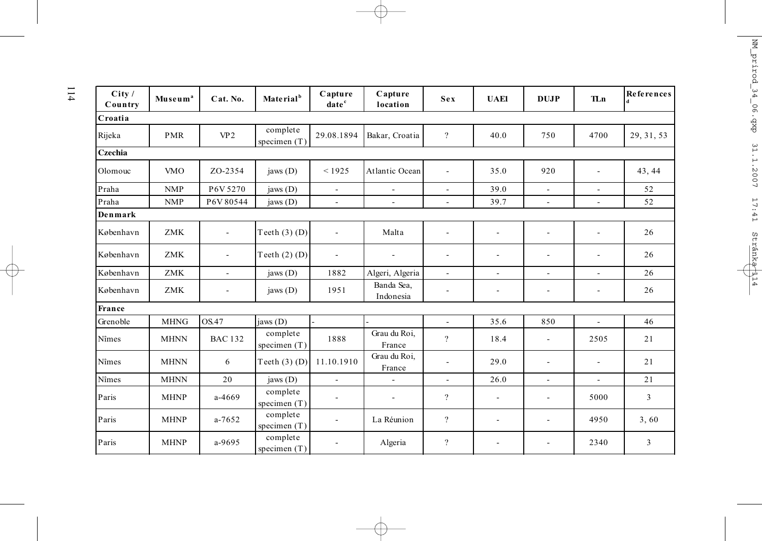| City / Country | Museum[a] | Cat. No. | Material[b] | Capture date[c] | Capture location | Sex | UAEl | DUJP | TLn | References[d] |
|---|---|---|---|---|---|---|---|---|---|---|
| **Croatia** | | | | | | | | | | |
| Rijeka | PMR | VP2 | complete specimen (T) | 29.08.1894 | Bakar, Croatia | ? | 40.0 | 750 | 4700 | 29, 31, 53 |
| **Czechia** | | | | | | | | | | |
| Olomouc | VMO | ZO-2354 | jaws (D) | < 1925 | Atlantic Ocean | - | 35.0 | 920 | - | 43, 44 |
| Praha | NMP | P6V 5270 | jaws (D) | - | - | - | 39.0 | - | - | 52 |
| Praha | NMP | P6V 80544 | jaws (D) | - | - | - | 39.7 | - | - | 52 |
| **Denmark** | | | | | | | | | | |
| København | ZMK | - | Teeth (3) (D) | - | Malta | - | - | - | - | 26 |
| København | ZMK | - | Teeth (2) (D) | - | - | - | - | - | - | 26 |
| København | ZMK | - | jaws (D) | 1882 | Algeri, Algeria | - | - | - | - | 26 |
| København | ZMK | - | jaws (D) | 1951 | Banda Sea, Indonesia | - | - | - | - | 26 |
| **France** | | | | | | | | | | |
| Grenoble | MHNG | OS.47 | jaws (D) | - | - | - | 35.6 | 850 | - | 46 |
| Nîmes | MHNN | BAC 132 | complete specimen (T) | 1888 | Grau du Roi, France | ? | 18.4 | - | 2505 | 21 |
| Nîmes | MHNN | 6 | Teeth (3) (D) | 11.10.1910 | Grau du Roi, France | - | 29.0 | - | - | 21 |
| Nîmes | MHNN | 20 | jaws (D) | - | - | - | 26.0 | - | - | 21 |
| Paris | MHNP | a-4669 | complete specimen (T) | - | - | ? | - | - | 5000 | 3 |
| Paris | MHNP | a-7652 | complete specimen (T) | - | La Réunion | ? | - | - | 4950 | 3, 60 |
| Paris | MHNP | a-9695 | complete specimen (T) | - | Algeria | ? | - | - | 2340 | 3 |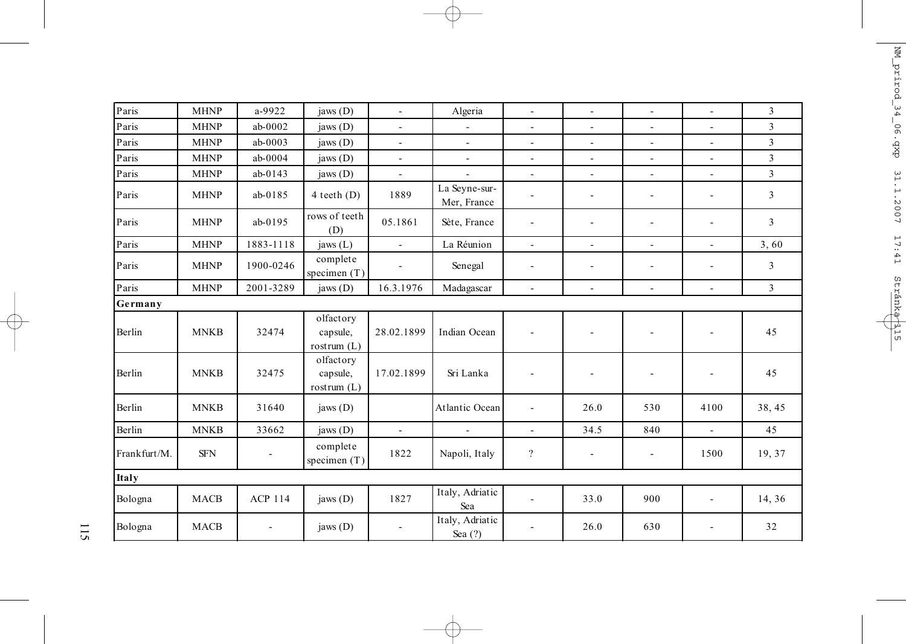| | | | | | | | | | | |
|---|---|---|---|---|---|---|---|---|---|---|
| Paris | MHNP | a-9922 | jaws (D) | - | Algeria | - | - | - | - | 3 |
| Paris | MHNP | ab-0002 | jaws (D) | - | - | - | - | - | - | 3 |
| Paris | MHNP | ab-0003 | jaws (D) | - | - | - | - | - | - | 3 |
| Paris | MHNP | ab-0004 | jaws (D) | - | - | - | - | - | - | 3 |
| Paris | MHNP | ab-0143 | jaws (D) | - | - | - | - | - | - | 3 |
| Paris | MHNP | ab-0185 | 4 teeth (D) | 1889 | La Seyne-sur-Mer, France | - | - | - | - | 3 |
| Paris | MHNP | ab-0195 | rows of teeth (D) | 05.1861 | Sète, France | - | - | - | - | 3 |
| Paris | MHNP | 1883-1118 | jaws (L) | - | La Réunion | - | - | - | - | 3, 60 |
| Paris | MHNP | 1900-0246 | complete specimen (T) | - | Senegal | - | - | - | - | 3 |
| Paris | MHNP | 2001-3289 | jaws (D) | 16.3.1976 | Madagascar | - | - | - | - | 3 |
| **Germany** | | | | | | | | | | |
| Berlin | MNKB | 32474 | olfactory capsule, rostrum (L) | 28.02.1899 | Indian Ocean | - | - | - | - | 45 |
| Berlin | MNKB | 32475 | olfactory capsule, rostrum (L) | 17.02.1899 | Sri Lanka | - | - | - | - | 45 |
| Berlin | MNKB | 31640 | jaws (D) | | Atlantic Ocean | - | 26.0 | 530 | 4100 | 38, 45 |
| Berlin | MNKB | 33662 | jaws (D) | - | - | - | 34.5 | 840 | - | 45 |
| Frankfurt/M. | SFN | - | complete specimen (T) | 1822 | Napoli, Italy | ? | - | - | 1500 | 19, 37 |
| **Italy** | | | | | | | | | | |
| Bologna | MACB | ACP 114 | jaws (D) | 1827 | Italy, Adriatic Sea | - | 33.0 | 900 | - | 14, 36 |
| Bologna | MACB | - | jaws (D) | - | Italy, Adriatic Sea (?) | - | 26.0 | 630 | - | 32 |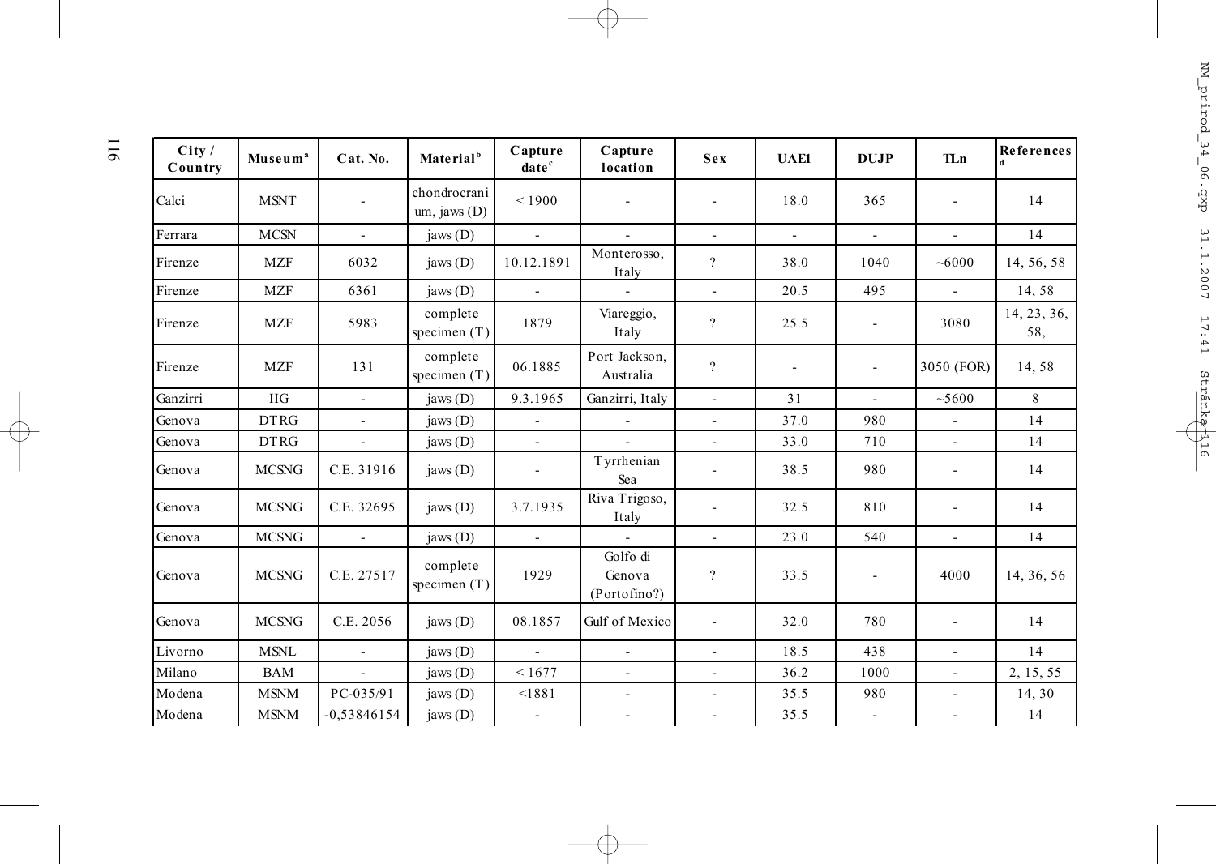| City / Country | Museum[a] | Cat. No. | Material[b] | Capture date[c] | Capture location | Sex | UAEl | DUJP | TLn | References[d] |
|---|---|---|---|---|---|---|---|---|---|---|
| Calci | MSNT | - | chondrocranium, jaws (D) | < 1900 | - | - | 18.0 | 365 | - | 14 |
| Ferrara | MCSN | - | jaws (D) | - | - | - | - | - | - | 14 |
| Firenze | MZF | 6032 | jaws (D) | 10.12.1891 | Monterosso, Italy | ? | 38.0 | 1040 | ~6000 | 14, 56, 58 |
| Firenze | MZF | 6361 | jaws (D) | - | - | - | 20.5 | 495 | - | 14, 58 |
| Firenze | MZF | 5983 | complete specimen (T) | 1879 | Viareggio, Italy | ? | 25.5 | - | 3080 | 14, 23, 36, 58, |
| Firenze | MZF | 131 | complete specimen (T) | 06.1885 | Port Jackson, Australia | ? | - | - | 3050 (FOR) | 14, 58 |
| Ganzirri | IIG | - | jaws (D) | 9.3.1965 | Ganzirri, Italy | - | 31 | - | ~5600 | 8 |
| Genova | DTRG | - | jaws (D) | - | - | - | 37.0 | 980 | - | 14 |
| Genova | DTRG | - | jaws (D) | - | - | - | 33.0 | 710 | - | 14 |
| Genova | MCSNG | C.E. 31916 | jaws (D) | - | Tyrrhenian Sea | - | 38.5 | 980 | - | 14 |
| Genova | MCSNG | C.E. 32695 | jaws (D) | 3.7.1935 | Riva Trigoso, Italy | - | 32.5 | 810 | - | 14 |
| Genova | MCSNG | - | jaws (D) | - | - | - | 23.0 | 540 | - | 14 |
| Genova | MCSNG | C.E. 27517 | complete specimen (T) | 1929 | Golfo di Genova (Portofino?) | ? | 33.5 | - | 4000 | 14, 36, 56 |
| Genova | MCSNG | C.E. 2056 | jaws (D) | 08.1857 | Gulf of Mexico | - | 32.0 | 780 | - | 14 |
| Livorno | MSNL | - | jaws (D) | - | - | - | 18.5 | 438 | - | 14 |
| Milano | BAM | - | jaws (D) | < 1677 | - | - | 36.2 | 1000 | - | 2, 15, 55 |
| Modena | MSNM | PC-035/91 | jaws (D) | <1881 | - | - | 35.5 | 980 | - | 14, 30 |
| Modena | MSNM | -0,53846154 | jaws (D) | - | - | - | 35.5 | - | - | 14 |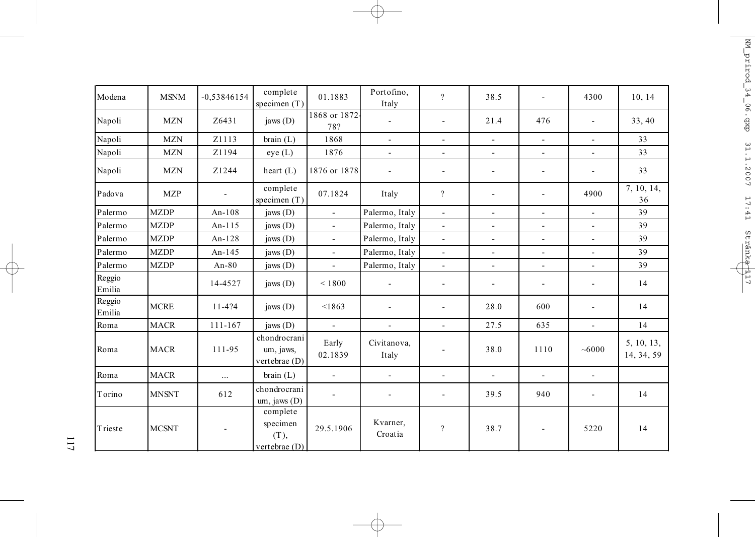| Modena | MSNM | -0,53846154 | complete specimen (T) | 01.1883 | Portofino, Italy | ? | 38.5 | - | 4300 | 10, 14 |
|---|---|---|---|---|---|---|---|---|---|---|
| Napoli | MZN | Z6431 | jaws (D) | 1868 or 1872-78? | - | - | 21.4 | 476 | - | 33, 40 |
| Napoli | MZN | Z1113 | brain (L) | 1868 | - | - | - | - | - | 33 |
| Napoli | MZN | Z1194 | eye (L) | 1876 | - | - | - | - | - | 33 |
| Napoli | MZN | Z1244 | heart (L) | 1876 or 1878 | - | - | - | - | - | 33 |
| Padova | MZP | - | complete specimen (T) | 07.1824 | Italy | ? | - | - | 4900 | 7, 10, 14, 36 |
| Palermo | MZDP | An-108 | jaws (D) | - | Palermo, Italy | - | - | - | - | 39 |
| Palermo | MZDP | An-115 | jaws (D) | - | Palermo, Italy | - | - | - | - | 39 |
| Palermo | MZDP | An-128 | jaws (D) | - | Palermo, Italy | - | - | - | - | 39 |
| Palermo | MZDP | An-145 | jaws (D) | - | Palermo, Italy | - | - | - | - | 39 |
| Palermo | MZDP | An-80 | jaws (D) | - | Palermo, Italy | - | - | - | - | 39 |
| Reggio Emilia | | 14-4527 | jaws (D) | < 1800 | - | - | - | - | - | 14 |
| Reggio Emilia | MCRE | 11-4?4 | jaws (D) | <1863 | - | - | 28.0 | 600 | - | 14 |
| Roma | MACR | 111-167 | jaws (D) | - | - | - | 27.5 | 635 | - | 14 |
| Roma | MACR | 111-95 | chondrocranium, jaws, vertebrae (D) | Early 02.1839 | Civitanova, Italy | - | 38.0 | 1110 | ~6000 | 5, 10, 13, 14, 34, 59 |
| Roma | MACR | ... | brain (L) | - | - | - | - | - | - | |
| Torino | MNSNT | 612 | chondrocranium, jaws (D) | - | - | - | 39.5 | 940 | - | 14 |
| Trieste | MCSNT | - | complete specimen (T), vertebrae (D) | 29.5.1906 | Kvarner, Croatia | ? | 38.7 | - | 5220 | 14 |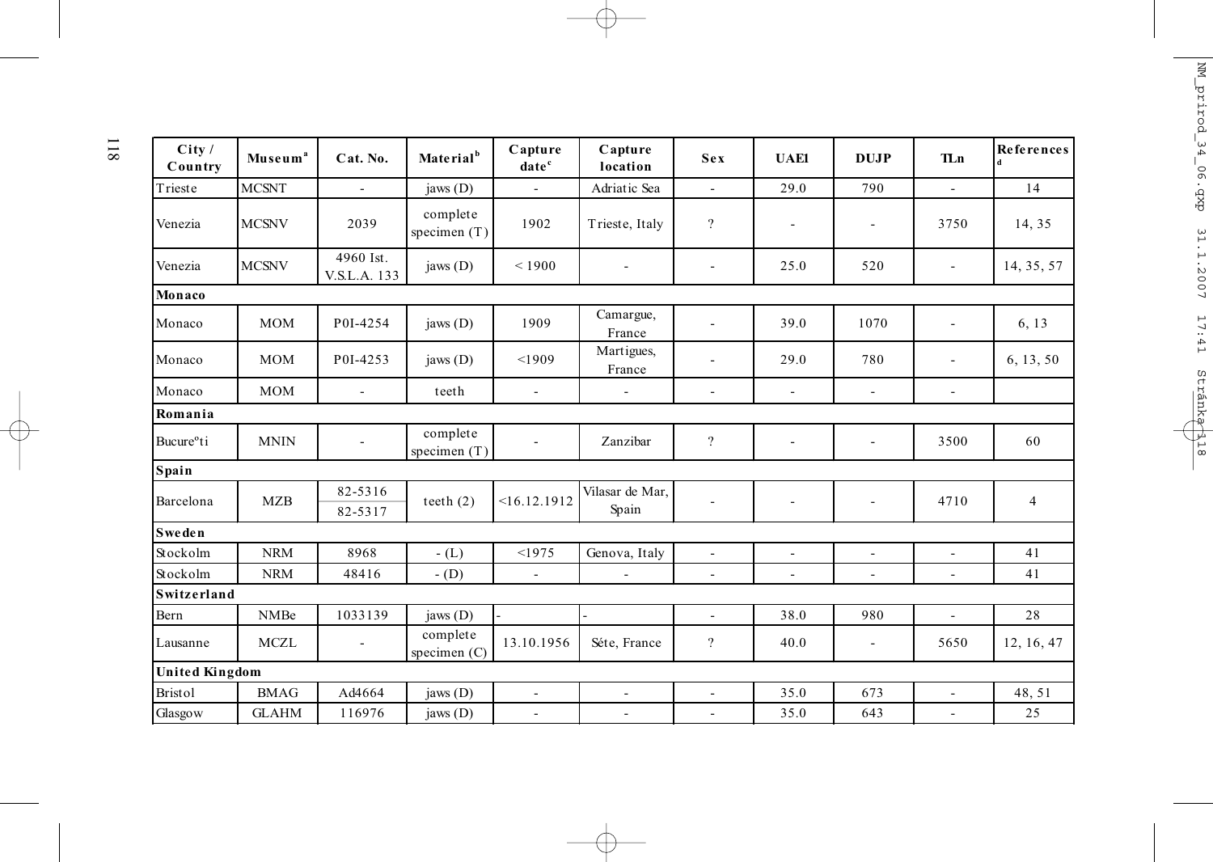| City / Country | Museum[a] | Cat. No. | Material[b] | Capture date[c] | Capture location | Sex | UAEl | DUJP | TLn | References[d] |
|---|---|---|---|---|---|---|---|---|---|---|
| Trieste | MCSNT | - | jaws (D) | - | Adriatic Sea | - | 29.0 | 790 | - | 14 |
| Venezia | MCSNV | 2039 | complete specimen (T) | 1902 | Trieste, Italy | ? | - | - | 3750 | 14, 35 |
| Venezia | MCSNV | 4960 Ist. V.S.L.A. 133 | jaws (D) | < 1900 | - | - | 25.0 | 520 | - | 14, 35, 57 |
| **Monaco** | | | | | | | | | | |
| Monaco | MOM | P0I-4254 | jaws (D) | 1909 | Camargue, France | - | 39.0 | 1070 | - | 6, 13 |
| Monaco | MOM | P0I-4253 | jaws (D) | <1909 | Martigues, France | - | 29.0 | 780 | - | 6, 13, 50 |
| Monaco | MOM | - | teeth | - | - | - | - | - | - | |
| **Romania** | | | | | | | | | | |
| Bucureºti | MNIN | - | complete specimen (T) | - | Zanzibar | ? | - | - | 3500 | 60 |
| **Spain** | | | | | | | | | | |
| Barcelona | MZB | 82-5316<br>82-5317 | teeth (2) | <16.12.1912 | Vilasar de Mar, Spain | - | - | - | 4710 | 4 |
| **Sweden** | | | | | | | | | | |
| Stockolm | NRM | 8968 | - (L) | <1975 | Genova, Italy | - | - | - | - | 41 |
| Stockolm | NRM | 48416 | - (D) | - | - | - | - | - | - | 41 |
| **Switzerland** | | | | | | | | | | |
| Bern | NMBe | 1033139 | jaws (D) | - | - | - | 38.0 | 980 | - | 28 |
| Lausanne | MCZL | - | complete specimen (C) | 13.10.1956 | Séte, France | ? | 40.0 | - | 5650 | 12, 16, 47 |
| **United Kingdom** | | | | | | | | | | |
| Bristol | BMAG | Ad4664 | jaws (D) | - | - | - | 35.0 | 673 | - | 48, 51 |
| Glasgow | GLAHM | 116976 | jaws (D) | - | - | - | 35.0 | 643 | - | 25 |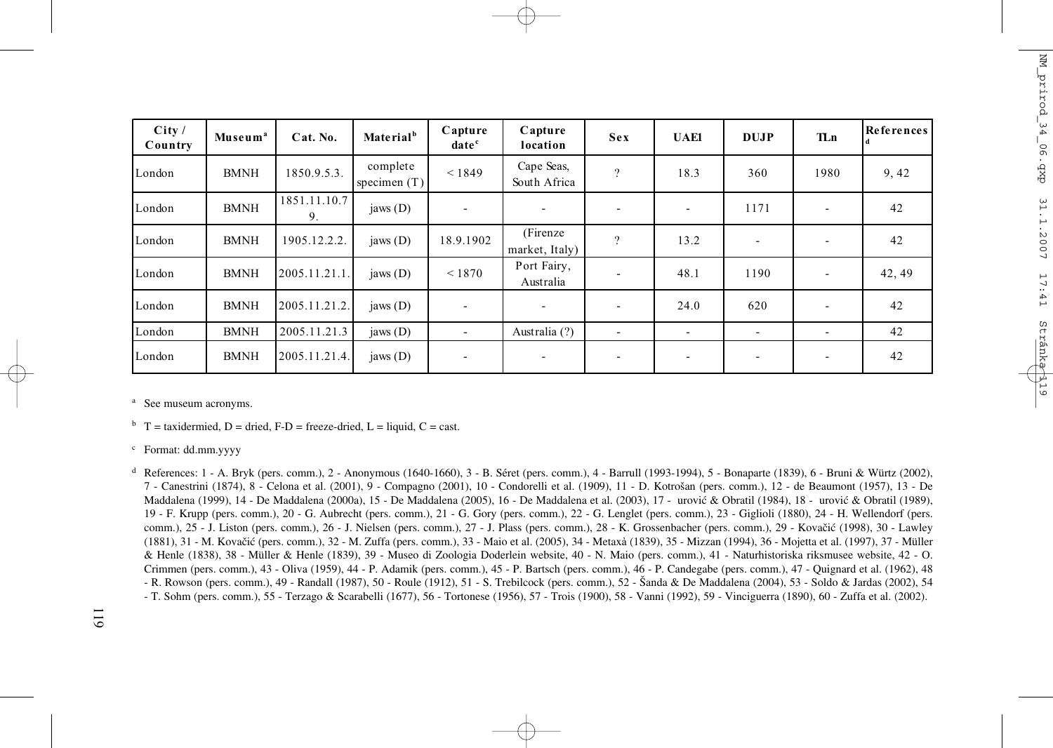| City / Country | Museum[a] | Cat. No. | Material[b] | Capture date[c] | Capture location | Sex | UAEl | DUJP | TLn | References[d] |
|---|---|---|---|---|---|---|---|---|---|---|
| London | BMNH | 1850.9.5.3. | complete specimen (T) | < 1849 | Cape Seas, South Africa | ? | 18.3 | 360 | 1980 | 9, 42 |
| London | BMNH | 1851.11.10.79. | jaws (D) | - | - | - | - | 1171 | - | 42 |
| London | BMNH | 1905.12.2.2. | jaws (D) | 18.9.1902 | (Firenze market, Italy) | ? | 13.2 | - | - | 42 |
| London | BMNH | 2005.11.21.1. | jaws (D) | < 1870 | Port Fairy, Australia | - | 48.1 | 1190 | - | 42, 49 |
| London | BMNH | 2005.11.21.2. | jaws (D) | - | - | - | 24.0 | 620 | - | 42 |
| London | BMNH | 2005.11.21.3 | jaws (D) | - | Australia (?) | - | - | - | - | 42 |
| London | BMNH | 2005.11.21.4. | jaws (D) | - | - | - | - | - | - | 42 |

[a] See museum acronyms.

[b] T = taxidermied, D = dried, F-D = freeze-dried, L = liquid, C = cast.

[c] Format: dd.mm.yyyy

[d] References: 1 - A. Bryk (pers. comm.), 2 - Anonymous (1640-1660), 3 - B. Séret (pers. comm.), 4 - Barrull (1993-1994), 5 - Bonaparte (1839), 6 - Bruni & Würtz (2002), 7 - Canestrini (1874), 8 - Celona et al. (2001), 9 - Compagno (2001), 10 - Condorelli et al. (1909), 11 - D. Kotrošan (pers. comm.), 12 - de Beaumont (1957), 13 - De Maddalena (1999), 14 - De Maddalena (2000a), 15 - De Maddalena (2005), 16 - De Maddalena et al. (2003), 17 - urović & Obratil (1984), 18 - urović & Obratil (1989), 19 - F. Krupp (pers. comm.), 20 - G. Aubrecht (pers. comm.), 21 - G. Gory (pers. comm.), 22 - G. Lenglet (pers. comm.), 23 - Giglioli (1880), 24 - H. Wellendorf (pers. comm.), 25 - J. Liston (pers. comm.), 26 - J. Nielsen (pers. comm.), 27 - J. Plass (pers. comm.), 28 - K. Grossenbacher (pers. comm.), 29 - Kovačić (1998), 30 - Lawley (1881), 31 - M. Kovačić (pers. comm.), 32 - M. Zuffa (pers. comm.), 33 - Maio et al. (2005), 34 - Metaxà (1839), 35 - Mizzan (1994), 36 - Mojetta et al. (1997), 37 - Müller & Henle (1838), 38 - Müller & Henle (1839), 39 - Museo di Zoologia Doderlein website, 40 - N. Maio (pers. comm.), 41 - Naturhistoriska riksmusee website, 42 - O. Crimmen (pers. comm.), 43 - Oliva (1959), 44 - P. Adamik (pers. comm.), 45 - P. Bartsch (pers. comm.), 46 - P. Candegabe (pers. comm.), 47 - Quignard et al. (1962), 48 - R. Rowson (pers. comm.), 49 - Randall (1987), 50 - Roule (1912), 51 - S. Trebilcock (pers. comm.), 52 - Šanda & De Maddalena (2004), 53 - Soldo & Jardas (2002), 54 - T. Sohm (pers. comm.), 55 - Terzago & Scarabelli (1677), 56 - Tortonese (1956), 57 - Trois (1900), 58 - Vanni (1992), 59 - Vinciguerra (1890), 60 - Zuffa et al. (2002).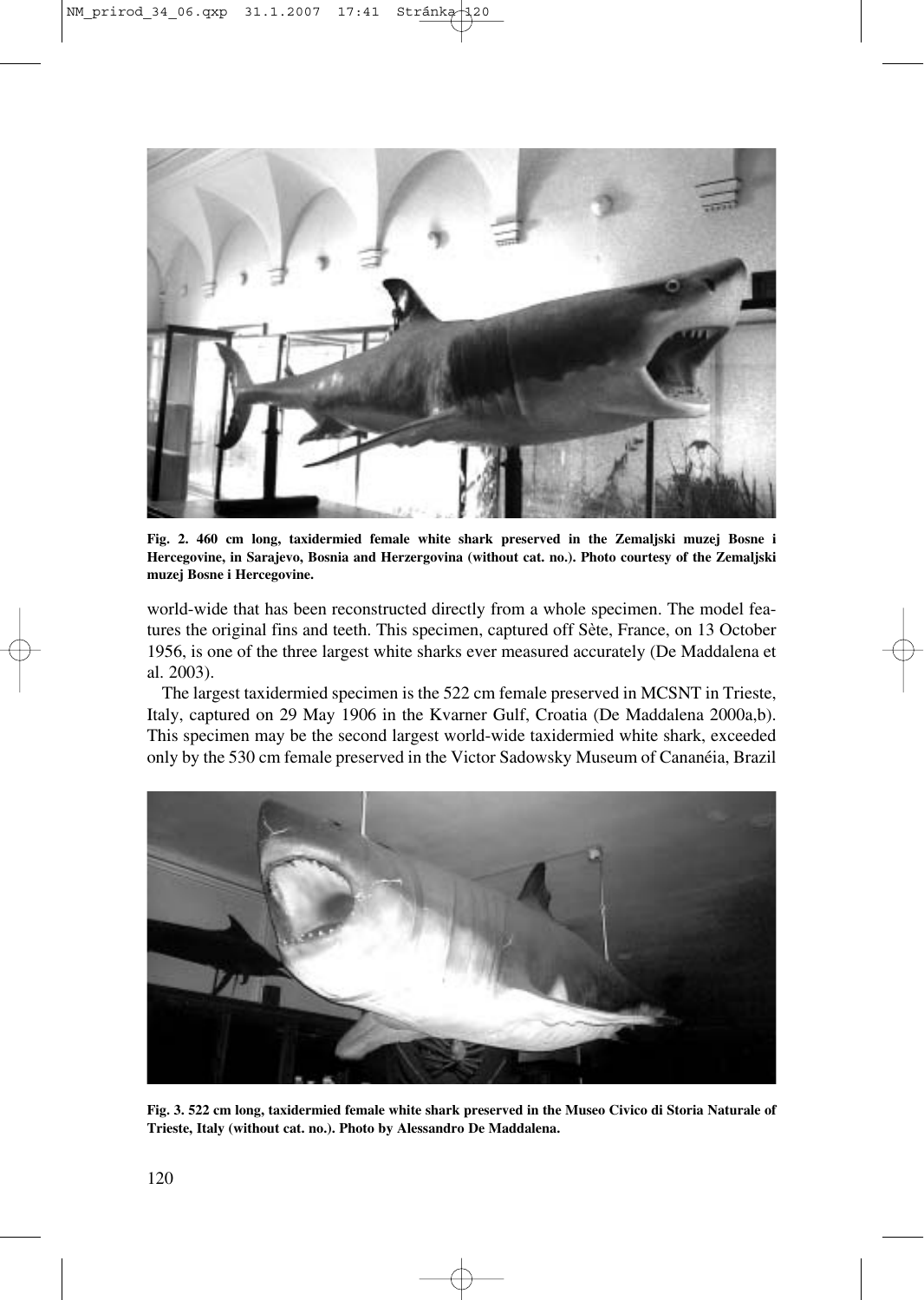Fig. 2. 460 cm long, taxidermied female white shark preserved in the Zemaljski muzej Bosne i Hercegovine, in Sarajevo, Bosnia and Herzergovina (without cat. no.). Photo courtesy of the Zemaljski muzej Bosne i Hercegovine.

world-wide that has been reconstructed directly from a whole specimen. The model features the original fins and teeth. This specimen, captured off Sète, France, on 13 October 1956, is one of the three largest white sharks ever measured accurately (De Maddalena et al. 2003).

The largest taxidermied specimen is the 522 cm female preserved in MCSNT in Trieste, Italy, captured on 29 May 1906 in the Kvarner Gulf, Croatia (De Maddalena 2000a,b). This specimen may be the second largest world-wide taxidermied white shark, exceeded only by the 530 cm female preserved in the Victor Sadowsky Museum of Cananéia, Brazil

Fig. 3. 522 cm long, taxidermied female white shark preserved in the Museo Civico di Storia Naturale of Trieste, Italy (without cat. no.). Photo by Alessandro De Maddalena.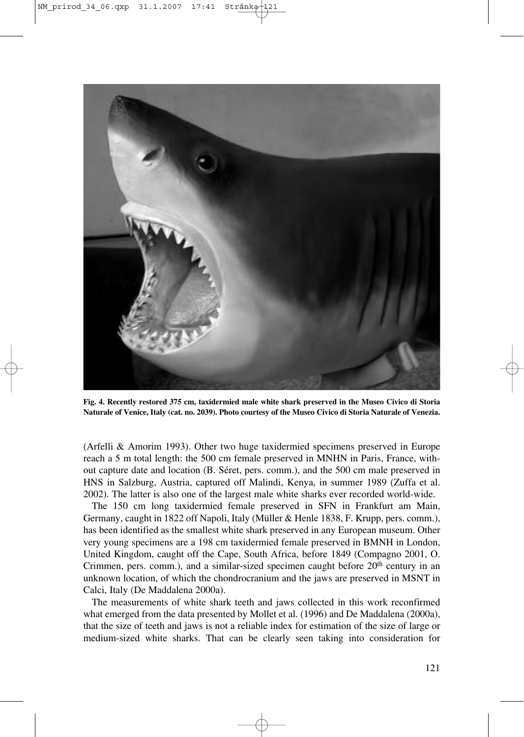**Fig. 4. Recently restored 375 cm, taxidermied male white shark preserved in the Museo Civico di Storia Naturale of Venice, Italy (cat. no. 2039). Photo courtesy of the Museo Civico di Storia Naturale of Venezia.**

(Arfelli & Amorim 1993). Other two huge taxidermied specimens preserved in Europe reach a 5 m total length: the 500 cm female preserved in MNHN in Paris, France, without capture date and location (B. Séret, pers. comm.), and the 500 cm male preserved in HNS in Salzburg, Austria, captured off Malindi, Kenya, in summer 1989 (Zuffa et al. 2002). The latter is also one of the largest male white sharks ever recorded world-wide.

The 150 cm long taxidermied female preserved in SFN in Frankfurt am Main, Germany, caught in 1822 off Napoli, Italy (Müller & Henle 1838, F. Krupp, pers. comm.), has been identified as the smallest white shark preserved in any European museum. Other very young specimens are a 198 cm taxidermied female preserved in BMNH in London, United Kingdom, caught off the Cape, South Africa, before 1849 (Compagno 2001, O. Crimmen, pers. comm.), and a similar-sized specimen caught before 20th century in an unknown location, of which the chondrocranium and the jaws are preserved in MSNT in Calci, Italy (De Maddalena 2000a).

The measurements of white shark teeth and jaws collected in this work reconfirmed what emerged from the data presented by Mollet et al. (1996) and De Maddalena (2000a), that the size of teeth and jaws is not a reliable index for estimation of the size of large or medium-sized white sharks. That can be clearly seen taking into consideration for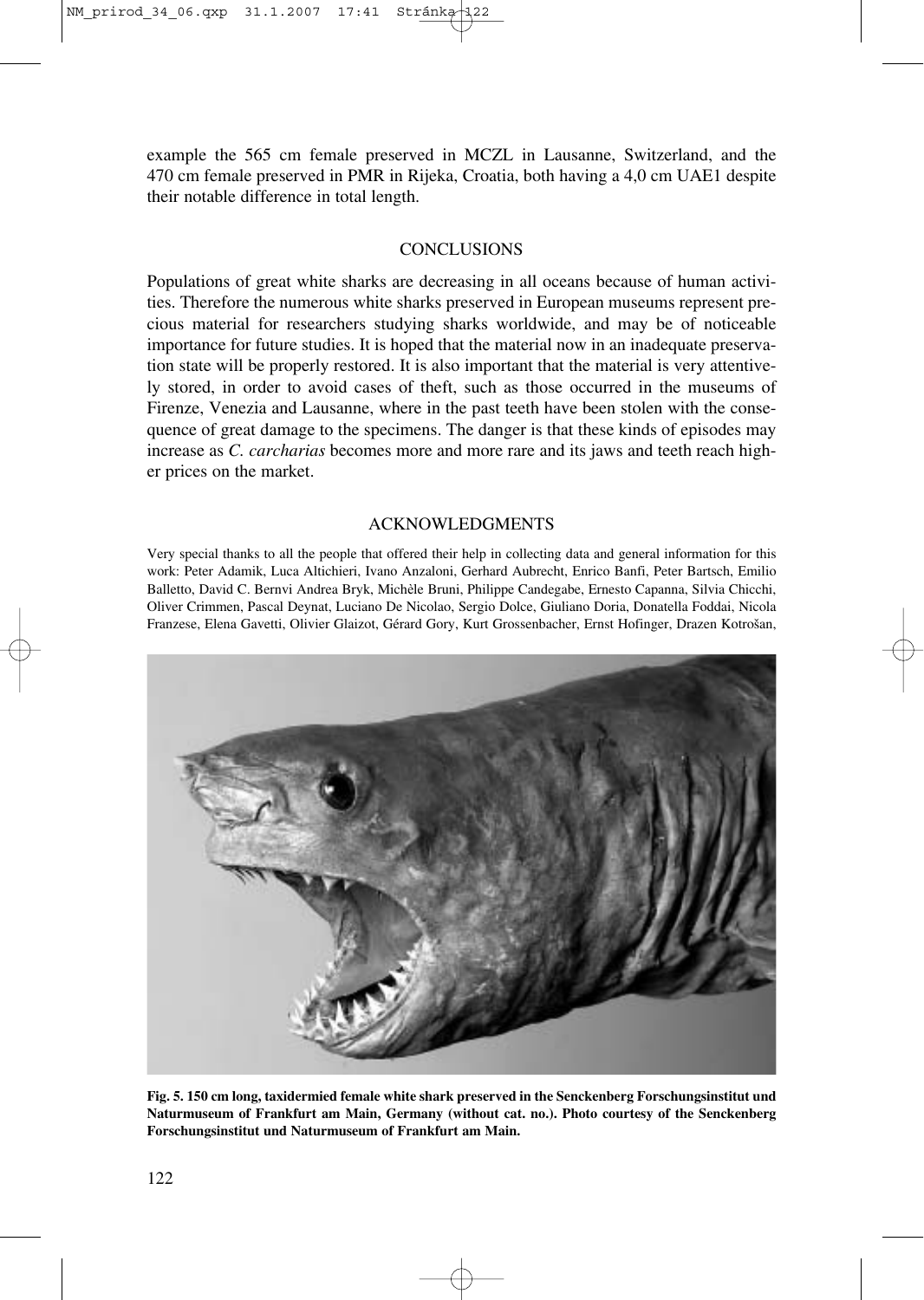example the 565 cm female preserved in MCZL in Lausanne, Switzerland, and the 470 cm female preserved in PMR in Rijeka, Croatia, both having a 4,0 cm UAE1 despite their notable difference in total length.

## CONCLUSIONS

Populations of great white sharks are decreasing in all oceans because of human activities. Therefore the numerous white sharks preserved in European museums represent precious material for researchers studying sharks worldwide, and may be of noticeable importance for future studies. It is hoped that the material now in an inadequate preservation state will be properly restored. It is also important that the material is very attentively stored, in order to avoid cases of theft, such as those occurred in the museums of Firenze, Venezia and Lausanne, where in the past teeth have been stolen with the consequence of great damage to the specimens. The danger is that these kinds of episodes may increase as *C. carcharias* becomes more and more rare and its jaws and teeth reach higher prices on the market.

## ACKNOWLEDGMENTS

Very special thanks to all the people that offered their help in collecting data and general information for this work: Peter Adamik, Luca Altichieri, Ivano Anzaloni, Gerhard Aubrecht, Enrico Banfi, Peter Bartsch, Emilio Balletto, David C. Bernvi Andrea Bryk, Michèle Bruni, Philippe Candegabe, Ernesto Capanna, Silvia Chicchi, Oliver Crimmen, Pascal Deynat, Luciano De Nicolao, Sergio Dolce, Giuliano Doria, Donatella Foddai, Nicola Franzese, Elena Gavetti, Olivier Glaizot, Gérard Gory, Kurt Grossenbacher, Ernst Hofinger, Drazen Kotrošan,

**Fig. 5. 150 cm long, taxidermied female white shark preserved in the Senckenberg Forschungsinstitut und Naturmuseum of Frankfurt am Main, Germany (without cat. no.). Photo courtesy of the Senckenberg Forschungsinstitut und Naturmuseum of Frankfurt am Main.**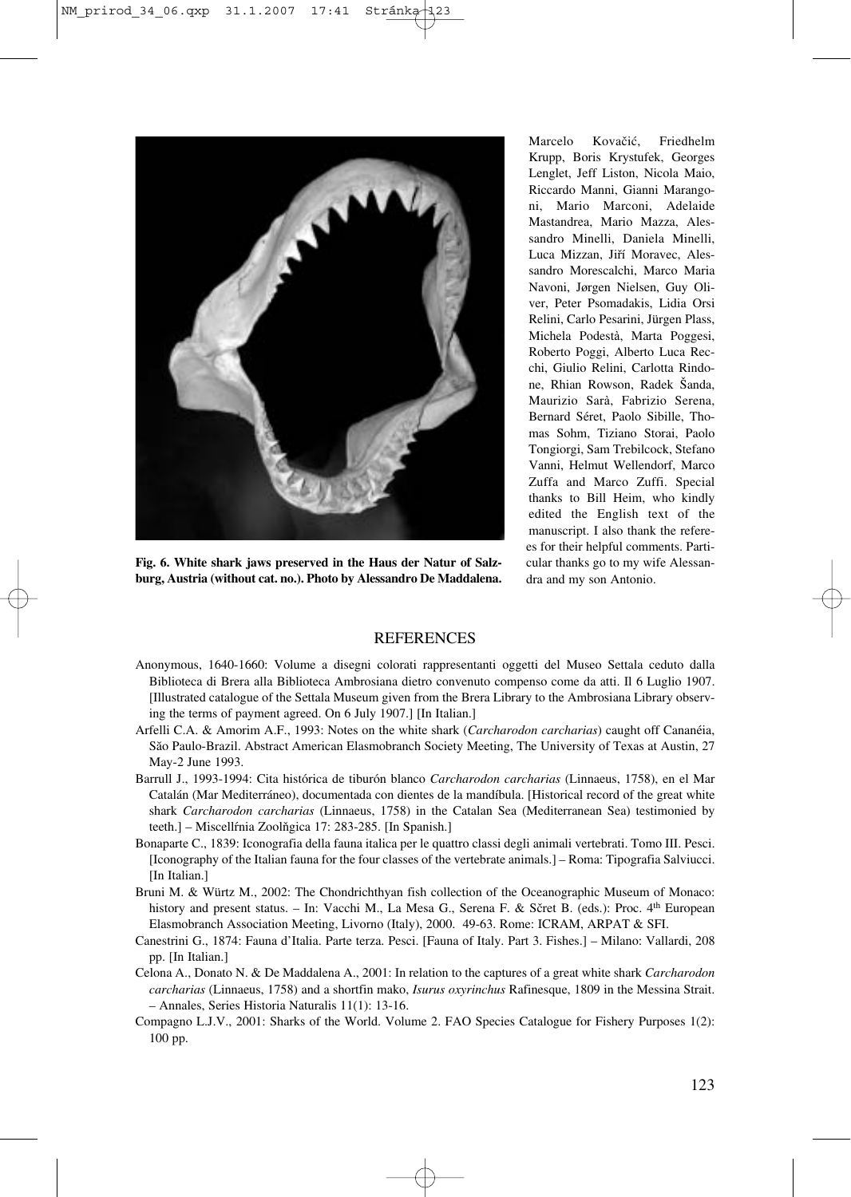Fig. 6. White shark jaws preserved in the Haus der Natur of Salzburg, Austria (without cat. no.). Photo by Alessandro De Maddalena.

Marcelo Kovačić, Friedhelm Krupp, Boris Krystufek, Georges Lenglet, Jeff Liston, Nicola Maio, Riccardo Manni, Gianni Marangoni, Mario Marconi, Adelaide Mastandrea, Mario Mazza, Alessandro Minelli, Daniela Minelli, Luca Mizzan, Jiří Moravec, Alessandro Morescalchi, Marco Maria Navoni, Jørgen Nielsen, Guy Oliver, Peter Psomadakis, Lidia Orsi Relini, Carlo Pesarini, Jürgen Plass, Michela Podestà, Marta Poggesi, Roberto Poggi, Alberto Luca Recchi, Giulio Relini, Carlotta Rindone, Rhian Rowson, Radek Šanda, Maurizio Sarà, Fabrizio Serena, Bernard Séret, Paolo Sibille, Thomas Sohm, Tiziano Storai, Paolo Tongiorgi, Sam Trebilcock, Stefano Vanni, Helmut Wellendorf, Marco Zuffa and Marco Zuffi. Special thanks to Bill Heim, who kindly edited the English text of the manuscript. I also thank the referees for their helpful comments. Particular thanks go to my wife Alessandra and my son Antonio.

## REFERENCES

Anonymous, 1640-1660: Volume a disegni colorati rappresentanti oggetti del Museo Settala ceduto dalla Biblioteca di Brera alla Biblioteca Ambrosiana dietro convenuto compenso come da atti. Il 6 Luglio 1907. [Illustrated catalogue of the Settala Museum given from the Brera Library to the Ambrosiana Library observing the terms of payment agreed. On 6 July 1907.] [In Italian.]

Arfelli C.A. & Amorim A.F., 1993: Notes on the white shark (*Carcharodon carcharias*) caught off Cananéia, Sǎo Paulo-Brazil. Abstract American Elasmobranch Society Meeting, The University of Texas at Austin, 27 May-2 June 1993.

Barrull J., 1993-1994: Cita histórica de tiburón blanco *Carcharodon carcharias* (Linnaeus, 1758), en el Mar Catalán (Mar Mediterráneo), documentada con dientes de la mandíbula. [Historical record of the great white shark *Carcharodon carcharias* (Linnaeus, 1758) in the Catalan Sea (Mediterranean Sea) testimonied by teeth.] – Miscellŕnia Zoolňgica 17: 283-285. [In Spanish.]

Bonaparte C., 1839: Iconografia della fauna italica per le quattro classi degli animali vertebrati. Tomo III. Pesci. [Iconography of the Italian fauna for the four classes of the vertebrate animals.] – Roma: Tipografia Salviucci. [In Italian.]

Bruni M. & Würtz M., 2002: The Chondrichthyan fish collection of the Oceanographic Museum of Monaco: history and present status. – In: Vacchi M., La Mesa G., Serena F. & Sčret B. (eds.): Proc. 4th European Elasmobranch Association Meeting, Livorno (Italy), 2000. 49-63. Rome: ICRAM, ARPAT & SFI.

Canestrini G., 1874: Fauna d'Italia. Parte terza. Pesci. [Fauna of Italy. Part 3. Fishes.] – Milano: Vallardi, 208 pp. [In Italian.]

Celona A., Donato N. & De Maddalena A., 2001: In relation to the captures of a great white shark *Carcharodon carcharias* (Linnaeus, 1758) and a shortfin mako, *Isurus oxyrinchus* Rafinesque, 1809 in the Messina Strait. – Annales, Series Historia Naturalis 11(1): 13-16.

Compagno L.J.V., 2001: Sharks of the World. Volume 2. FAO Species Catalogue for Fishery Purposes 1(2): 100 pp.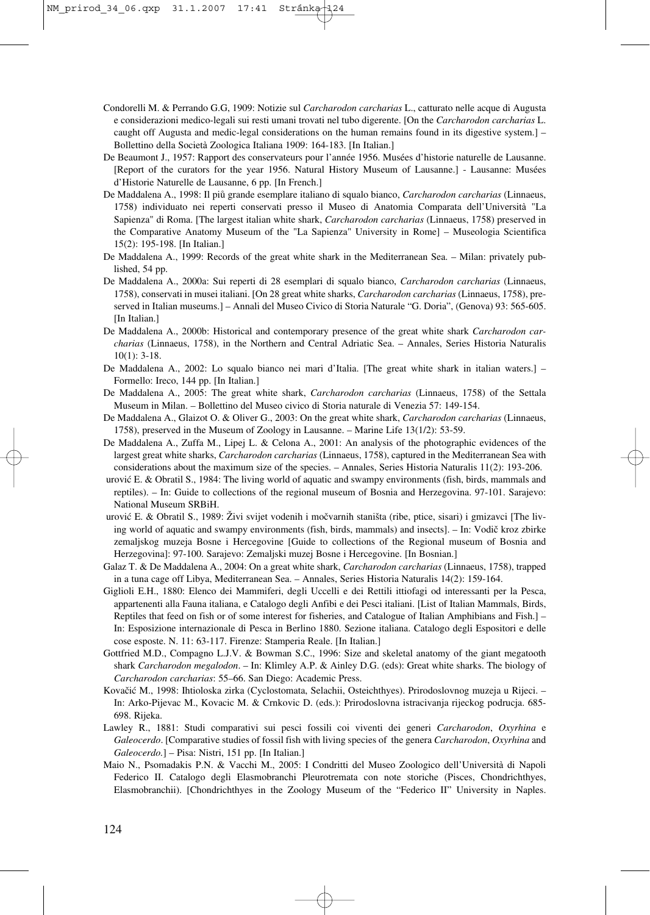Condorelli M. & Perrando G.G, 1909: Notizie sul *Carcharodon carcharias* L., catturato nelle acque di Augusta e considerazioni medico-legali sui resti umani trovati nel tubo digerente. [On the *Carcharodon carcharias* L. caught off Augusta and medic-legal considerations on the human remains found in its digestive system.] – Bollettino della Società Zoologica Italiana 1909: 164-183. [In Italian.]

De Beaumont J., 1957: Rapport des conservateurs pour l'année 1956. Musées d'historie naturelle de Lausanne. [Report of the curators for the year 1956. Natural History Museum of Lausanne.] - Lausanne: Musées d'Historie Naturelle de Lausanne, 6 pp. [In French.]

De Maddalena A., 1998: Il piů grande esemplare italiano di squalo bianco, *Carcharodon carcharias* (Linnaeus, 1758) individuato nei reperti conservati presso il Museo di Anatomia Comparata dell'Università "La Sapienza" di Roma. [The largest italian white shark, *Carcharodon carcharias* (Linnaeus, 1758) preserved in the Comparative Anatomy Museum of the "La Sapienza" University in Rome] – Museologia Scientifica 15(2): 195-198. [In Italian.]

De Maddalena A., 1999: Records of the great white shark in the Mediterranean Sea. – Milan: privately published, 54 pp.

De Maddalena A., 2000a: Sui reperti di 28 esemplari di squalo bianco, *Carcharodon carcharias* (Linnaeus, 1758), conservati in musei italiani. [On 28 great white sharks, *Carcharodon carcharias* (Linnaeus, 1758), preserved in Italian museums.] – Annali del Museo Civico di Storia Naturale "G. Doria", (Genova) 93: 565-605. [In Italian.]

De Maddalena A., 2000b: Historical and contemporary presence of the great white shark *Carcharodon carcharias* (Linnaeus, 1758), in the Northern and Central Adriatic Sea. – Annales, Series Historia Naturalis 10(1): 3-18.

De Maddalena A., 2002: Lo squalo bianco nei mari d'Italia. [The great white shark in italian waters.] – Formello: Ireco, 144 pp. [In Italian.]

De Maddalena A., 2005: The great white shark, *Carcharodon carcharias* (Linnaeus, 1758) of the Settala Museum in Milan. – Bollettino del Museo civico di Storia naturale di Venezia 57: 149-154.

De Maddalena A., Glaizot O. & Oliver G., 2003: On the great white shark, *Carcharodon carcharias* (Linnaeus, 1758), preserved in the Museum of Zoology in Lausanne. – Marine Life 13(1/2): 53-59.

De Maddalena A., Zuffa M., Lipej L. & Celona A., 2001: An analysis of the photographic evidences of the largest great white sharks, *Carcharodon carcharias* (Linnaeus, 1758), captured in the Mediterranean Sea with considerations about the maximum size of the species. – Annales, Series Historia Naturalis 11(2): 193-206.

urović E. & Obratil S., 1984: The living world of aquatic and swampy environments (fish, birds, mammals and reptiles). – In: Guide to collections of the regional museum of Bosnia and Herzegovina. 97-101. Sarajevo: National Museum SRBiH.

urović E. & Obratil S., 1989: Živi svijet vodenih i močvarnih staništa (ribe, ptice, sisari) i gmizavci [The living world of aquatic and swampy environments (fish, birds, mammals) and insects]. – In: Vodič kroz zbirke zemaljskog muzeja Bosne i Hercegovine [Guide to collections of the Regional museum of Bosnia and Herzegovina]: 97-100. Sarajevo: Zemaljski muzej Bosne i Hercegovine. [In Bosnian.]

Galaz T. & De Maddalena A., 2004: On a great white shark, *Carcharodon carcharias* (Linnaeus, 1758), trapped in a tuna cage off Libya, Mediterranean Sea. – Annales, Series Historia Naturalis 14(2): 159-164.

Giglioli E.H., 1880: Elenco dei Mammiferi, degli Uccelli e dei Rettili ittiofagi od interessanti per la Pesca, appartenenti alla Fauna italiana, e Catalogo degli Anfibi e dei Pesci italiani. [List of Italian Mammals, Birds, Reptiles that feed on fish or of some interest for fisheries, and Catalogue of Italian Amphibians and Fish.] – In: Esposizione internazionale di Pesca in Berlino 1880. Sezione italiana. Catalogo degli Espositori e delle cose esposte. N. 11: 63-117. Firenze: Stamperia Reale. [In Italian.]

Gottfried M.D., Compagno L.J.V. & Bowman S.C., 1996: Size and skeletal anatomy of the giant megatooth shark *Carcharodon megalodon*. – In: Klimley A.P. & Ainley D.G. (eds): Great white sharks. The biology of *Carcharodon carcharias*: 55–66. San Diego: Academic Press.

Kovačić M., 1998: Ihtioloska zirka (Cyclostomata, Selachii, Osteichthyes). Prirodoslovnog muzeja u Rijeci. – In: Arko-Pijevac M., Kovacic M. & Crnkovic D. (eds.): Prirodoslovna istracivanja rijeckog podrucja. 685-698. Rijeka.

Lawley R., 1881: Studi comparativi sui pesci fossili coi viventi dei generi *Carcharodon*, *Oxyrhina* e *Galeocerdo*. [Comparative studies of fossil fish with living species of the genera *Carcharodon*, *Oxyrhina* and *Galeocerdo*.] – Pisa: Nistri, 151 pp. [In Italian.]

Maio N., Psomadakis P.N. & Vacchi M., 2005: I Condritti del Museo Zoologico dell'Università di Napoli Federico II. Catalogo degli Elasmobranchi Pleurotremata con note storiche (Pisces, Chondrichthyes, Elasmobranchii). [Chondrichthyes in the Zoology Museum of the "Federico II" University in Naples.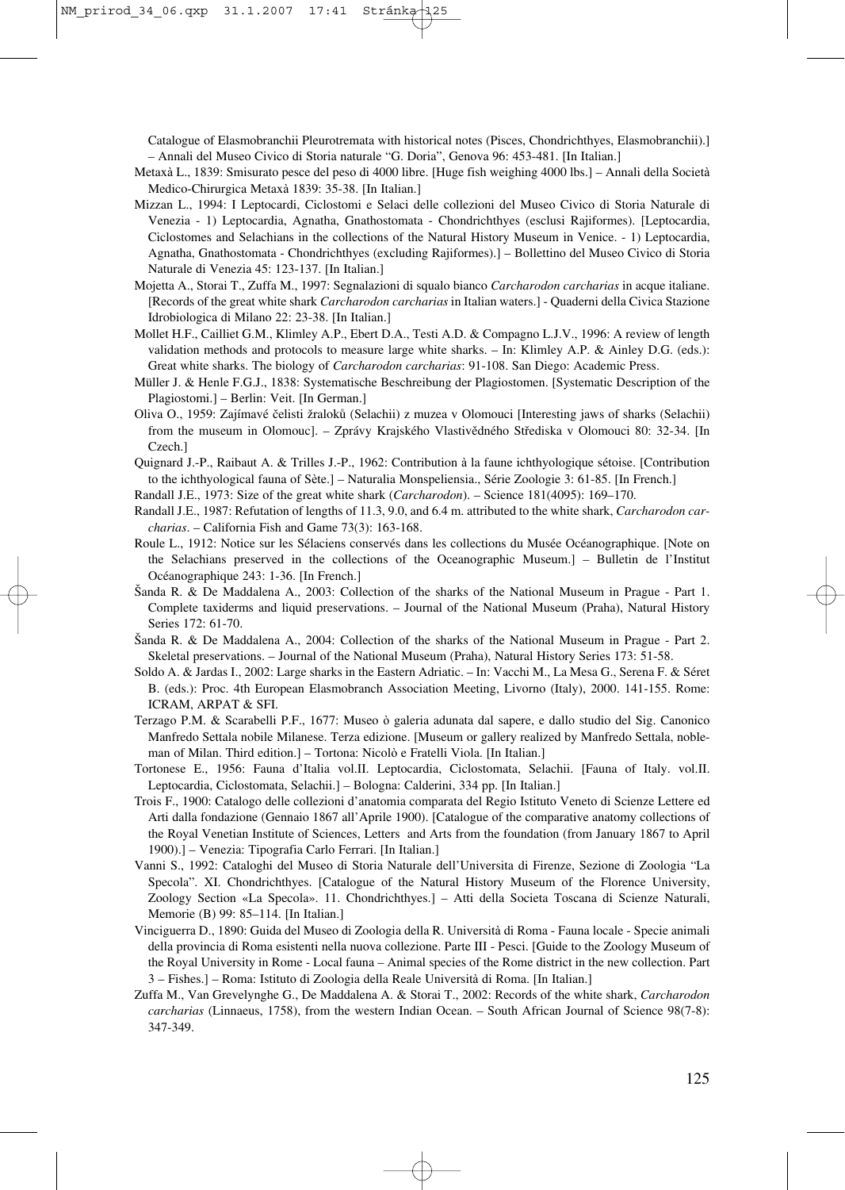Catalogue of Elasmobranchii Pleurotremata with historical notes (Pisces, Chondrichthyes, Elasmobranchii).] – Annali del Museo Civico di Storia naturale "G. Doria", Genova 96: 453-481. [In Italian.]

Metaxà L., 1839: Smisurato pesce del peso di 4000 libre. [Huge fish weighing 4000 lbs.] – Annali della Società Medico-Chirurgica Metaxà 1839: 35-38. [In Italian.]

Mizzan L., 1994: I Leptocardi, Ciclostomi e Selaci delle collezioni del Museo Civico di Storia Naturale di Venezia - 1) Leptocardia, Agnatha, Gnathostomata - Chondrichthyes (esclusi Rajiformes). [Leptocardia, Ciclostomes and Selachians in the collections of the Natural History Museum in Venice. - 1) Leptocardia, Agnatha, Gnathostomata - Chondrichthyes (excluding Rajiformes).] – Bollettino del Museo Civico di Storia Naturale di Venezia 45: 123-137. [In Italian.]

Mojetta A., Storai T., Zuffa M., 1997: Segnalazioni di squalo bianco *Carcharodon carcharias* in acque italiane. [Records of the great white shark *Carcharodon carcharias* in Italian waters.] - Quaderni della Civica Stazione Idrobiologica di Milano 22: 23-38. [In Italian.]

Mollet H.F., Cailliet G.M., Klimley A.P., Ebert D.A., Testi A.D. & Compagno L.J.V., 1996: A review of length validation methods and protocols to measure large white sharks. – In: Klimley A.P. & Ainley D.G. (eds.): Great white sharks. The biology of *Carcharodon carcharias*: 91-108. San Diego: Academic Press.

Müller J. & Henle F.G.J., 1838: Systematische Beschreibung der Plagiostomen. [Systematic Description of the Plagiostomi.] – Berlin: Veit. [In German.]

Oliva O., 1959: Zajímavé čelisti žraloků (Selachii) z muzea v Olomouci [Interesting jaws of sharks (Selachii) from the museum in Olomouc]. – Zprávy Krajského Vlastivědného Střediska v Olomouci 80: 32-34. [In Czech.]

Quignard J.-P., Raibaut A. & Trilles J.-P., 1962: Contribution à la faune ichthyologique sétoise. [Contribution to the ichthyological fauna of Sète.] – Naturalia Monspeliensia., Série Zoologie 3: 61-85. [In French.]

Randall J.E., 1973: Size of the great white shark (*Carcharodon*). – Science 181(4095): 169–170.

Randall J.E., 1987: Refutation of lengths of 11.3, 9.0, and 6.4 m. attributed to the white shark, *Carcharodon carcharias*. – California Fish and Game 73(3): 163-168.

Roule L., 1912: Notice sur les Sélaciens conservés dans les collections du Musée Océanographique. [Note on the Selachians preserved in the collections of the Oceanographic Museum.] – Bulletin de l'Institut Océanographique 243: 1-36. [In French.]

Šanda R. & De Maddalena A., 2003: Collection of the sharks of the National Museum in Prague - Part 1. Complete taxiderms and liquid preservations. – Journal of the National Museum (Praha), Natural History Series 172: 61-70.

Šanda R. & De Maddalena A., 2004: Collection of the sharks of the National Museum in Prague - Part 2. Skeletal preservations. – Journal of the National Museum (Praha), Natural History Series 173: 51-58.

Soldo A. & Jardas I., 2002: Large sharks in the Eastern Adriatic. – In: Vacchi M., La Mesa G., Serena F. & Séret B. (eds.): Proc. 4th European Elasmobranch Association Meeting, Livorno (Italy), 2000. 141-155. Rome: ICRAM, ARPAT & SFI.

Terzago P.M. & Scarabelli P.F., 1677: Museo ò galeria adunata dal sapere, e dallo studio del Sig. Canonico Manfredo Settala nobile Milanese. Terza edizione. [Museum or gallery realized by Manfredo Settala, nobleman of Milan. Third edition.] – Tortona: Nicolò e Fratelli Viola. [In Italian.]

Tortonese E., 1956: Fauna d'Italia vol.II. Leptocardia, Ciclostomata, Selachii. [Fauna of Italy. vol.II. Leptocardia, Ciclostomata, Selachii.] – Bologna: Calderini, 334 pp. [In Italian.]

Trois F., 1900: Catalogo delle collezioni d'anatomia comparata del Regio Istituto Veneto di Scienze Lettere ed Arti dalla fondazione (Gennaio 1867 all'Aprile 1900). [Catalogue of the comparative anatomy collections of the Royal Venetian Institute of Sciences, Letters and Arts from the foundation (from January 1867 to April 1900).] – Venezia: Tipografia Carlo Ferrari. [In Italian.]

Vanni S., 1992: Cataloghi del Museo di Storia Naturale dell'Universita di Firenze, Sezione di Zoologia "La Specola". XI. Chondrichthyes. [Catalogue of the Natural History Museum of the Florence University, Zoology Section «La Specola». 11. Chondrichthyes.] – Atti della Societa Toscana di Scienze Naturali, Memorie (B) 99: 85–114. [In Italian.]

Vinciguerra D., 1890: Guida del Museo di Zoologia della R. Università di Roma - Fauna locale - Specie animali della provincia di Roma esistenti nella nuova collezione. Parte III - Pesci. [Guide to the Zoology Museum of the Royal University in Rome - Local fauna – Animal species of the Rome district in the new collection. Part 3 – Fishes.] – Roma: Istituto di Zoologia della Reale Università di Roma. [In Italian.]

Zuffa M., Van Grevelynghe G., De Maddalena A. & Storai T., 2002: Records of the white shark, *Carcharodon carcharias* (Linnaeus, 1758), from the western Indian Ocean. – South African Journal of Science 98(7-8): 347-349.